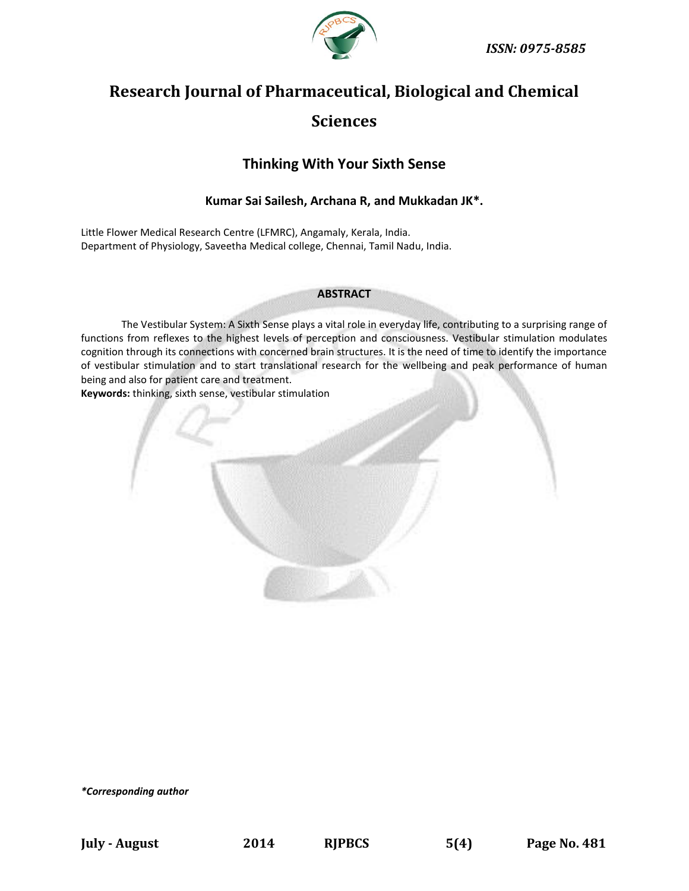ISSN: 0975-8585

# Research Journal of Pharmaceutical, Biological and Chemical Sciences

## Thinking With Your Sixth Sense

**Kumar Sai Sailesh, Archana R, and Mukkadan JK*.**

Little Flower Medical Research Centre (LFMRC), Angamaly, Kerala, India.
Department of Physiology, Saveetha Medical college, Chennai, Tamil Nadu, India.

**ABSTRACT**

The Vestibular System: A Sixth Sense plays a vital role in everyday life, contributing to a surprising range of functions from reflexes to the highest levels of perception and consciousness. Vestibular stimulation modulates cognition through its connections with concerned brain structures. It is the need of time to identify the importance of vestibular stimulation and to start translational research for the wellbeing and peak performance of human being and also for patient care and treatment.

**Keywords:** thinking, sixth sense, vestibular stimulation

***Corresponding author***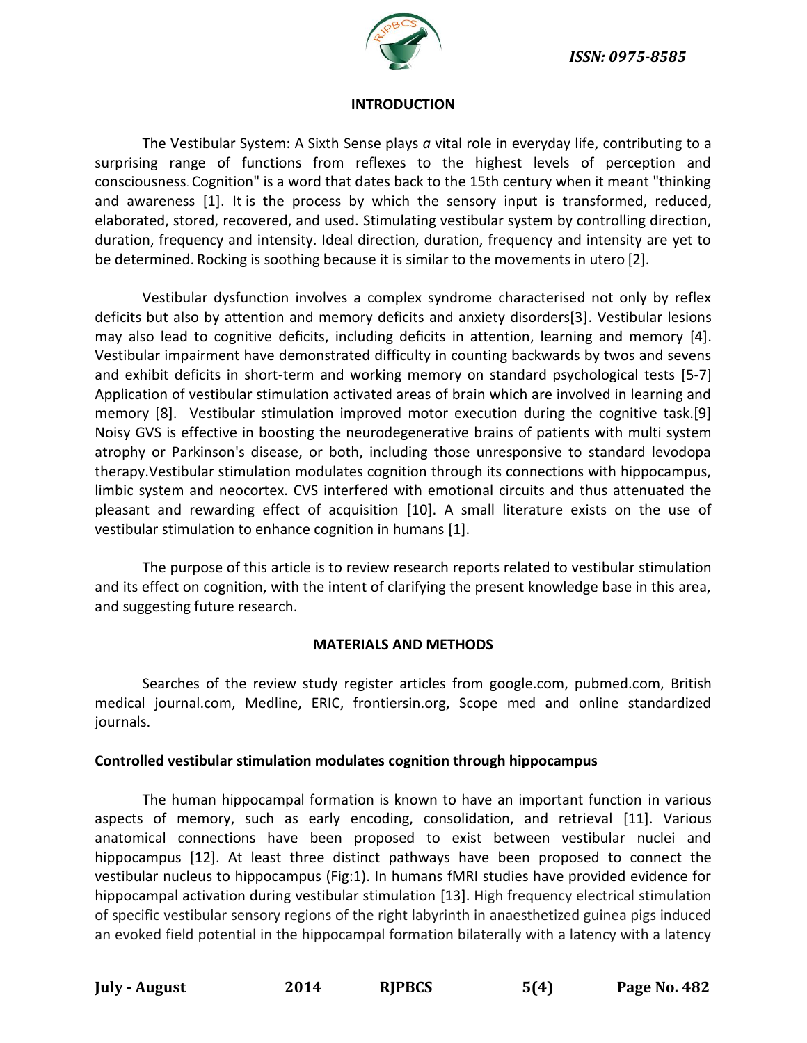## INTRODUCTION

The Vestibular System: A Sixth Sense plays *a* vital role in everyday life, contributing to a surprising range of functions from reflexes to the highest levels of perception and consciousness. Cognition" is a word that dates back to the 15th century when it meant "thinking and awareness [1]. It is the process by which the sensory input is transformed, reduced, elaborated, stored, recovered, and used. Stimulating vestibular system by controlling direction, duration, frequency and intensity. Ideal direction, duration, frequency and intensity are yet to be determined. Rocking is soothing because it is similar to the movements in utero [2].

Vestibular dysfunction involves a complex syndrome characterised not only by reflex deficits but also by attention and memory deficits and anxiety disorders[3]. Vestibular lesions may also lead to cognitive deficits, including deficits in attention, learning and memory [4]. Vestibular impairment have demonstrated difficulty in counting backwards by twos and sevens and exhibit deficits in short-term and working memory on standard psychological tests [5-7] Application of vestibular stimulation activated areas of brain which are involved in learning and memory [8]. Vestibular stimulation improved motor execution during the cognitive task.[9] Noisy GVS is effective in boosting the neurodegenerative brains of patients with multi system atrophy or Parkinson's disease, or both, including those unresponsive to standard levodopa therapy.Vestibular stimulation modulates cognition through its connections with hippocampus, limbic system and neocortex. CVS interfered with emotional circuits and thus attenuated the pleasant and rewarding effect of acquisition [10]. A small literature exists on the use of vestibular stimulation to enhance cognition in humans [1].

The purpose of this article is to review research reports related to vestibular stimulation and its effect on cognition, with the intent of clarifying the present knowledge base in this area, and suggesting future research.

## MATERIALS AND METHODS

Searches of the review study register articles from google.com, pubmed.com, British medical journal.com, Medline, ERIC, frontiersin.org, Scope med and online standardized journals.

### Controlled vestibular stimulation modulates cognition through hippocampus

The human hippocampal formation is known to have an important function in various aspects of memory, such as early encoding, consolidation, and retrieval [11]. Various anatomical connections have been proposed to exist between vestibular nuclei and hippocampus [12]. At least three distinct pathways have been proposed to connect the vestibular nucleus to hippocampus (Fig:1). In humans fMRI studies have provided evidence for hippocampal activation during vestibular stimulation [13]. High frequency electrical stimulation of specific vestibular sensory regions of the right labyrinth in anaesthetized guinea pigs induced an evoked field potential in the hippocampal formation bilaterally with a latency with a latency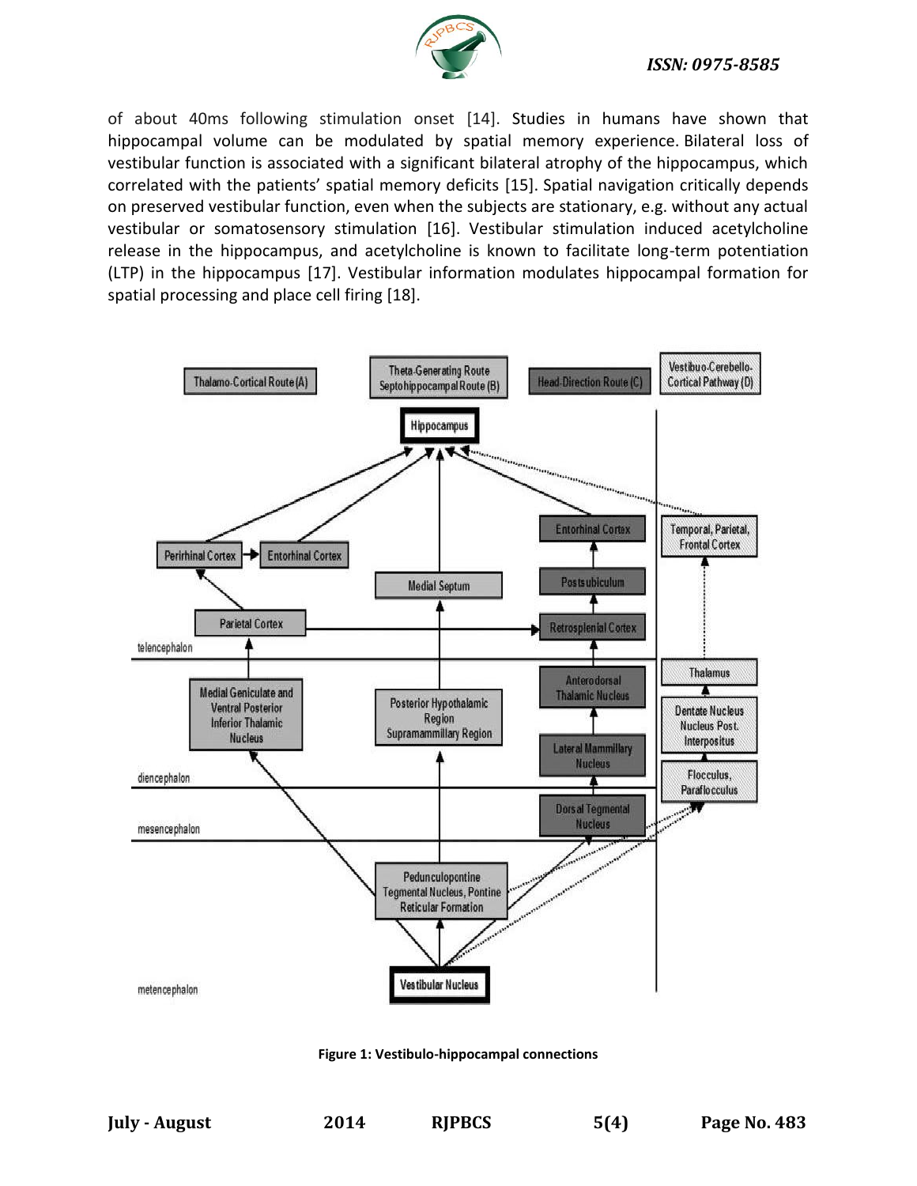of about 40ms following stimulation onset [14]. Studies in humans have shown that hippocampal volume can be modulated by spatial memory experience. Bilateral loss of vestibular function is associated with a significant bilateral atrophy of the hippocampus, which correlated with the patients' spatial memory deficits [15]. Spatial navigation critically depends on preserved vestibular function, even when the subjects are stationary, e.g. without any actual vestibular or somatosensory stimulation [16]. Vestibular stimulation induced acetylcholine release in the hippocampus, and acetylcholine is known to facilitate long-term potentiation (LTP) in the hippocampus [17]. Vestibular information modulates hippocampal formation for spatial processing and place cell firing [18].

**Figure 1: Vestibulo-hippocampal connections**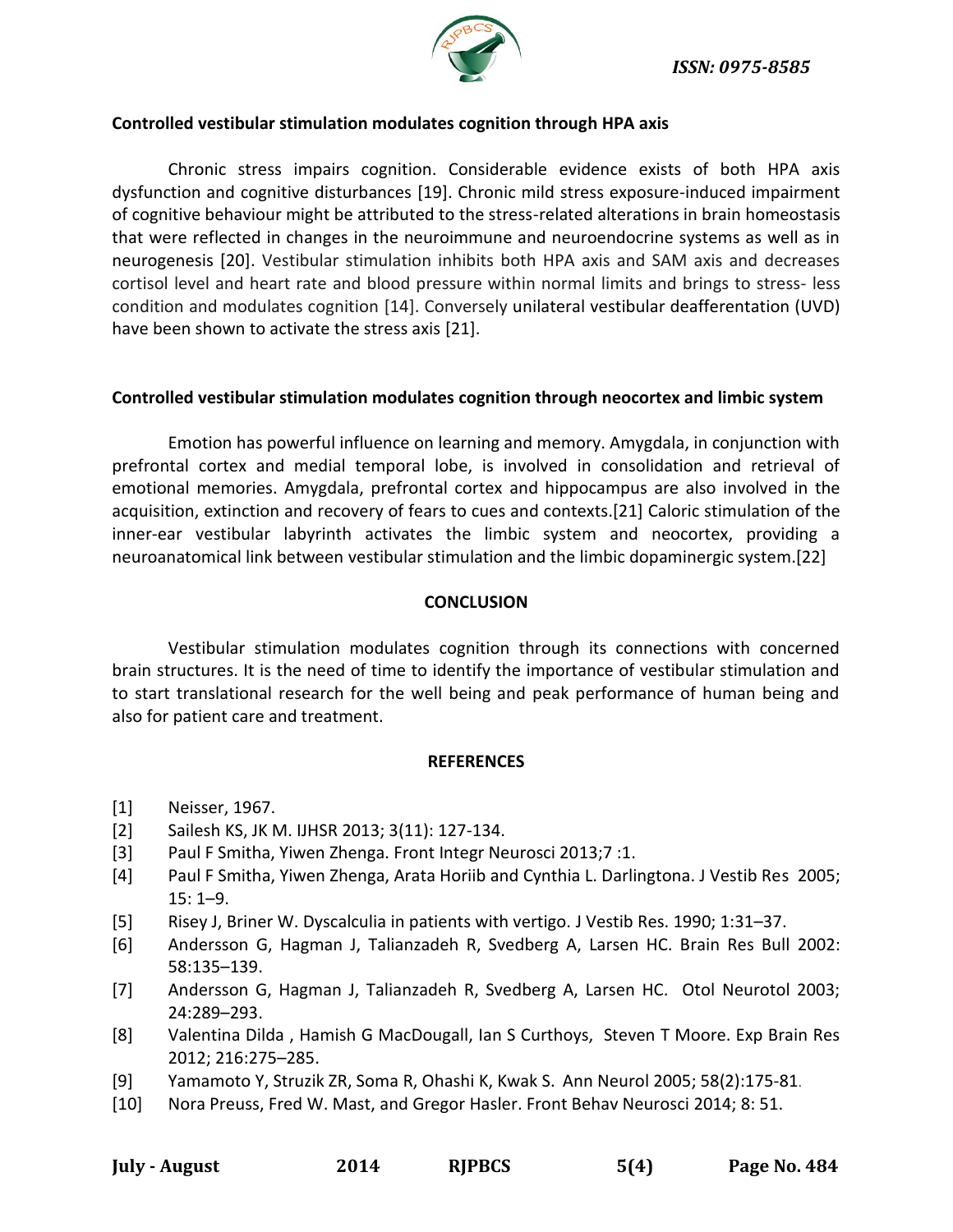**Controlled vestibular stimulation modulates cognition through HPA axis**

Chronic stress impairs cognition. Considerable evidence exists of both HPA axis dysfunction and cognitive disturbances [19]. Chronic mild stress exposure-induced impairment of cognitive behaviour might be attributed to the stress-related alterations in brain homeostasis that were reflected in changes in the neuroimmune and neuroendocrine systems as well as in neurogenesis [20]. Vestibular stimulation inhibits both HPA axis and SAM axis and decreases cortisol level and heart rate and blood pressure within normal limits and brings to stress- less condition and modulates cognition [14]. Conversely unilateral vestibular deafferentation (UVD) have been shown to activate the stress axis [21].

**Controlled vestibular stimulation modulates cognition through neocortex and limbic system**

Emotion has powerful influence on learning and memory. Amygdala, in conjunction with prefrontal cortex and medial temporal lobe, is involved in consolidation and retrieval of emotional memories. Amygdala, prefrontal cortex and hippocampus are also involved in the acquisition, extinction and recovery of fears to cues and contexts.[21] Caloric stimulation of the inner-ear vestibular labyrinth activates the limbic system and neocortex, providing a neuroanatomical link between vestibular stimulation and the limbic dopaminergic system.[22]

## CONCLUSION

Vestibular stimulation modulates cognition through its connections with concerned brain structures. It is the need of time to identify the importance of vestibular stimulation and to start translational research for the well being and peak performance of human being and also for patient care and treatment.

## REFERENCES

[1] Neisser, 1967.

[2] Sailesh KS, JK M. IJHSR 2013; 3(11): 127-134.

[3] Paul F Smitha, Yiwen Zhenga. Front Integr Neurosci 2013;7 :1.

[4] Paul F Smitha, Yiwen Zhenga, Arata Horiib and Cynthia L. Darlingtona. J Vestib Res 2005; 15: 1–9.

[5] Risey J, Briner W. Dyscalculia in patients with vertigo. J Vestib Res. 1990; 1:31–37.

[6] Andersson G, Hagman J, Talianzadeh R, Svedberg A, Larsen HC. Brain Res Bull 2002: 58:135–139.

[7] Andersson G, Hagman J, Talianzadeh R, Svedberg A, Larsen HC. Otol Neurotol 2003; 24:289–293.

[8] Valentina Dilda , Hamish G MacDougall, Ian S Curthoys, Steven T Moore. Exp Brain Res 2012; 216:275–285.

[9] Yamamoto Y, Struzik ZR, Soma R, Ohashi K, Kwak S. Ann Neurol 2005; 58(2):175-81.

[10] Nora Preuss, Fred W. Mast, and Gregor Hasler. Front Behav Neurosci 2014; 8: 51.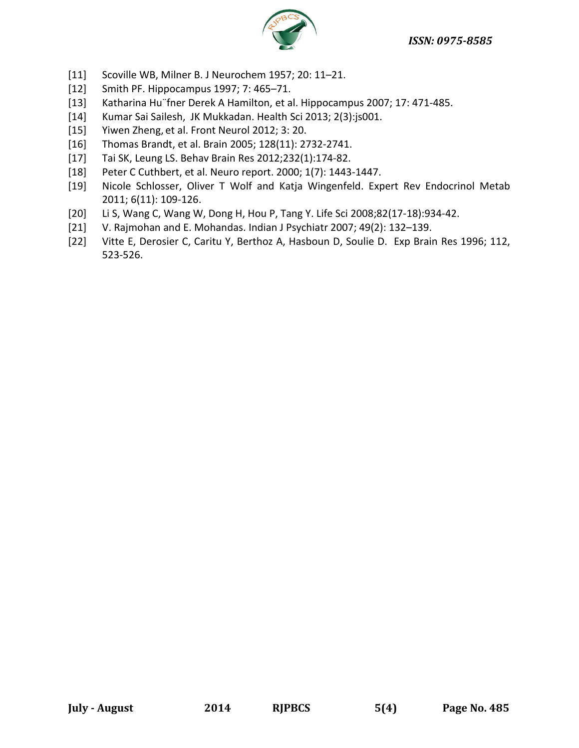[11] Scoville WB, Milner B. J Neurochem 1957; 20: 11–21.

[12] Smith PF. Hippocampus 1997; 7: 465–71.

[13] Katharina Hu¨fner Derek A Hamilton, et al. Hippocampus 2007; 17: 471-485.

[14] Kumar Sai Sailesh, JK Mukkadan. Health Sci 2013; 2(3):js001.

[15] Yiwen Zheng, et al. Front Neurol 2012; 3: 20.

[16] Thomas Brandt, et al. Brain 2005; 128(11): 2732-2741.

[17] Tai SK, Leung LS. Behav Brain Res 2012;232(1):174-82.

[18] Peter C Cuthbert, et al. Neuro report. 2000; 1(7): 1443-1447.

[19] Nicole Schlosser, Oliver T Wolf and Katja Wingenfeld. Expert Rev Endocrinol Metab 2011; 6(11): 109-126.

[20] Li S, Wang C, Wang W, Dong H, Hou P, Tang Y. Life Sci 2008;82(17-18):934-42.

[21] V. Rajmohan and E. Mohandas. Indian J Psychiatr 2007; 49(2): 132–139.

[22] Vitte E, Derosier C, Caritu Y, Berthoz A, Hasboun D, Soulie D. Exp Brain Res 1996; 112, 523-526.